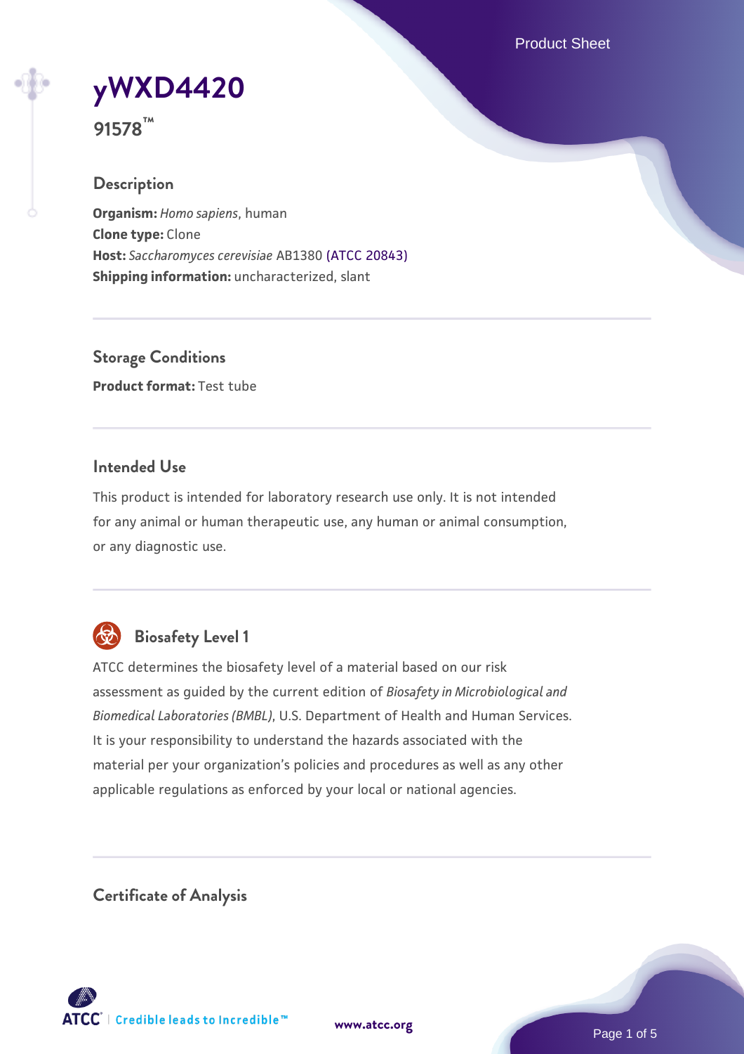# yWXD4420

**91578™**

## Description

**Organism:** *Homo sapiens*, human
**Clone type:** Clone
**Host:** *Saccharomyces cerevisiae* AB1380 (ATCC 20843)
**Shipping information:** uncharacterized, slant

## Storage Conditions

**Product format:** Test tube

## Intended Use

This product is intended for laboratory research use only. It is not intended for any animal or human therapeutic use, any human or animal consumption, or any diagnostic use.

## Biosafety Level 1

ATCC determines the biosafety level of a material based on our risk assessment as guided by the current edition of *Biosafety in Microbiological and Biomedical Laboratories (BMBL)*, U.S. Department of Health and Human Services. It is your responsibility to understand the hazards associated with the material per your organization's policies and procedures as well as any other applicable regulations as enforced by your local or national agencies.

## Certificate of Analysis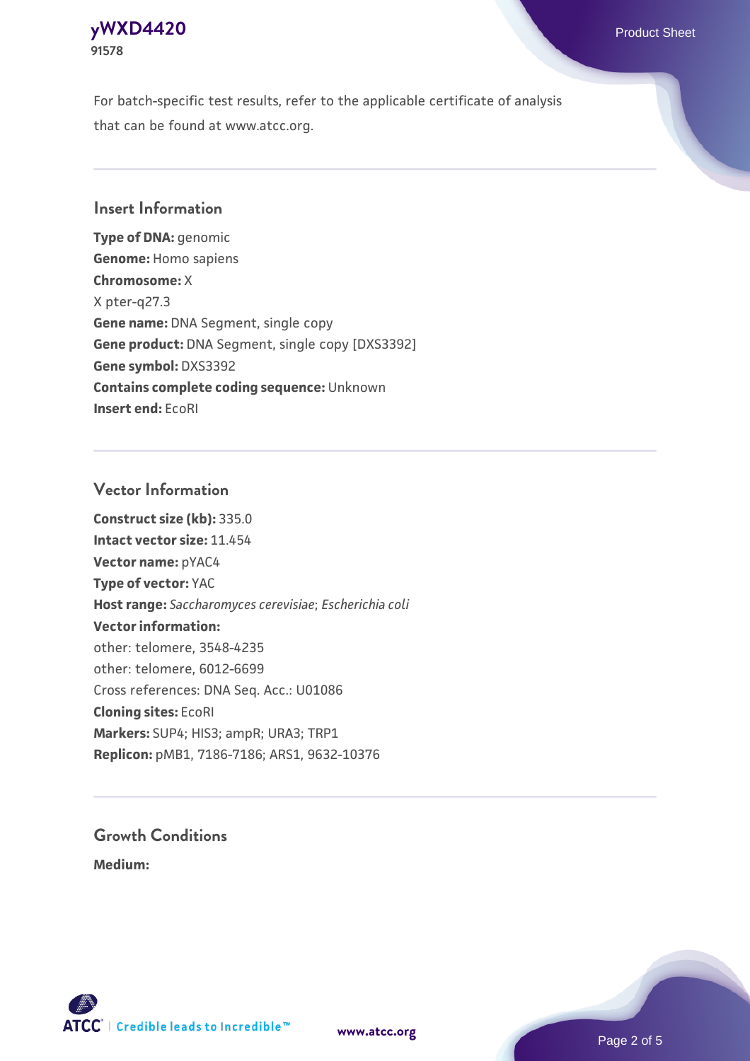For batch-specific test results, refer to the applicable certificate of analysis that can be found at www.atcc.org.

## Insert Information

**Type of DNA:** genomic
**Genome:** Homo sapiens
**Chromosome:** X
X pter-q27.3
**Gene name:** DNA Segment, single copy
**Gene product:** DNA Segment, single copy [DXS3392]
**Gene symbol:** DXS3392
**Contains complete coding sequence:** Unknown
**Insert end:** EcoRI

## Vector Information

**Construct size (kb):** 335.0
**Intact vector size:** 11.454
**Vector name:** pYAC4
**Type of vector:** YAC
**Host range:** *Saccharomyces cerevisiae*; *Escherichia coli*
**Vector information:**
other: telomere, 3548-4235
other: telomere, 6012-6699
Cross references: DNA Seq. Acc.: U01086
**Cloning sites:** EcoRI
**Markers:** SUP4; HIS3; ampR; URA3; TRP1
**Replicon:** pMB1, 7186-7186; ARS1, 9632-10376

## Growth Conditions

**Medium:**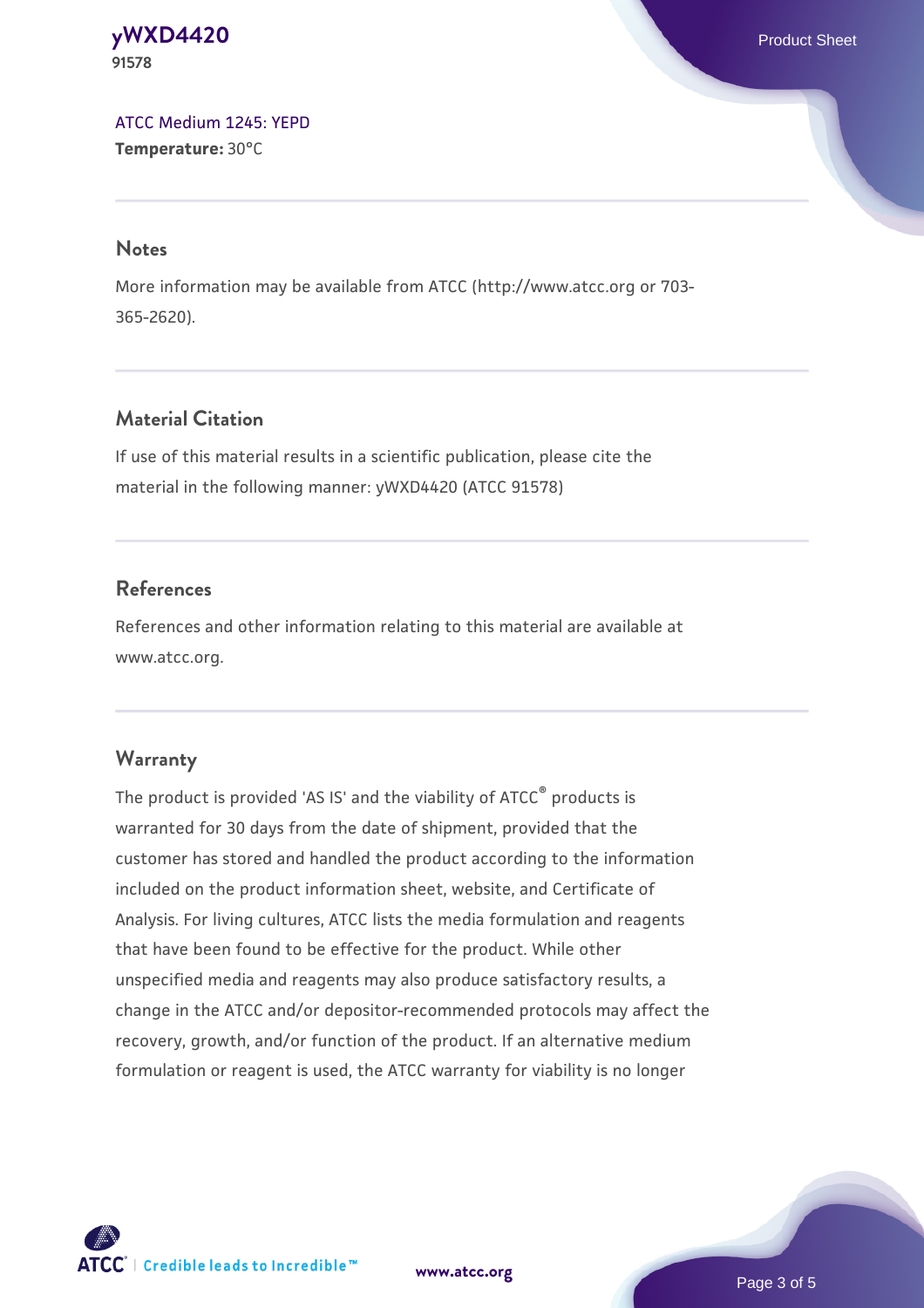ATCC Medium 1245: YEPD
**Temperature:** 30°C

## Notes

More information may be available from ATCC (http://www.atcc.org or 703-365-2620).

## Material Citation

If use of this material results in a scientific publication, please cite the material in the following manner: yWXD4420 (ATCC 91578)

## References

References and other information relating to this material are available at www.atcc.org.

## Warranty

The product is provided 'AS IS' and the viability of ATCC® products is warranted for 30 days from the date of shipment, provided that the customer has stored and handled the product according to the information included on the product information sheet, website, and Certificate of Analysis. For living cultures, ATCC lists the media formulation and reagents that have been found to be effective for the product. While other unspecified media and reagents may also produce satisfactory results, a change in the ATCC and/or depositor-recommended protocols may affect the recovery, growth, and/or function of the product. If an alternative medium formulation or reagent is used, the ATCC warranty for viability is no longer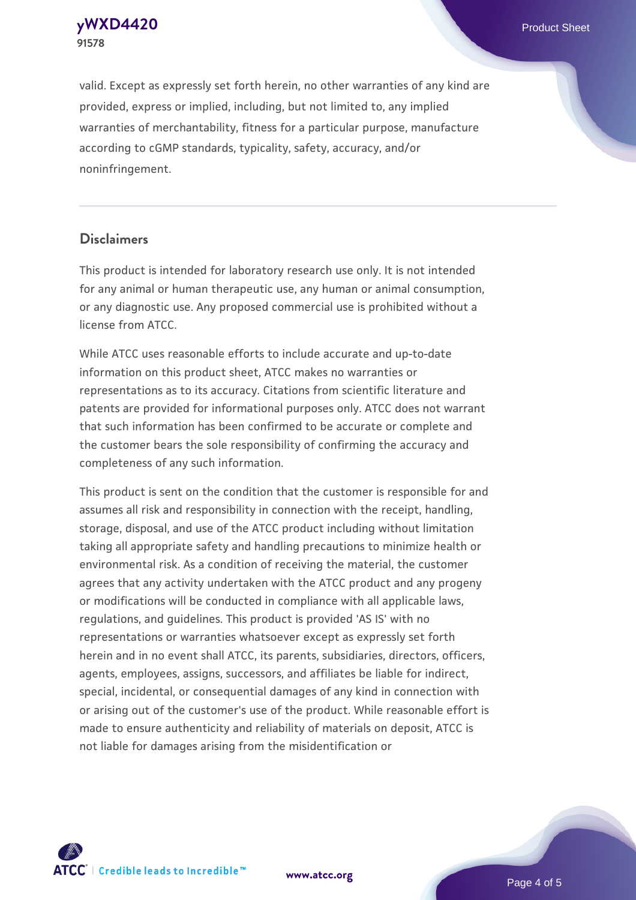valid. Except as expressly set forth herein, no other warranties of any kind are provided, express or implied, including, but not limited to, any implied warranties of merchantability, fitness for a particular purpose, manufacture according to cGMP standards, typicality, safety, accuracy, and/or noninfringement.

## Disclaimers

This product is intended for laboratory research use only. It is not intended for any animal or human therapeutic use, any human or animal consumption, or any diagnostic use. Any proposed commercial use is prohibited without a license from ATCC.

While ATCC uses reasonable efforts to include accurate and up-to-date information on this product sheet, ATCC makes no warranties or representations as to its accuracy. Citations from scientific literature and patents are provided for informational purposes only. ATCC does not warrant that such information has been confirmed to be accurate or complete and the customer bears the sole responsibility of confirming the accuracy and completeness of any such information.

This product is sent on the condition that the customer is responsible for and assumes all risk and responsibility in connection with the receipt, handling, storage, disposal, and use of the ATCC product including without limitation taking all appropriate safety and handling precautions to minimize health or environmental risk. As a condition of receiving the material, the customer agrees that any activity undertaken with the ATCC product and any progeny or modifications will be conducted in compliance with all applicable laws, regulations, and guidelines. This product is provided 'AS IS' with no representations or warranties whatsoever except as expressly set forth herein and in no event shall ATCC, its parents, subsidiaries, directors, officers, agents, employees, assigns, successors, and affiliates be liable for indirect, special, incidental, or consequential damages of any kind in connection with or arising out of the customer's use of the product. While reasonable effort is made to ensure authenticity and reliability of materials on deposit, ATCC is not liable for damages arising from the misidentification or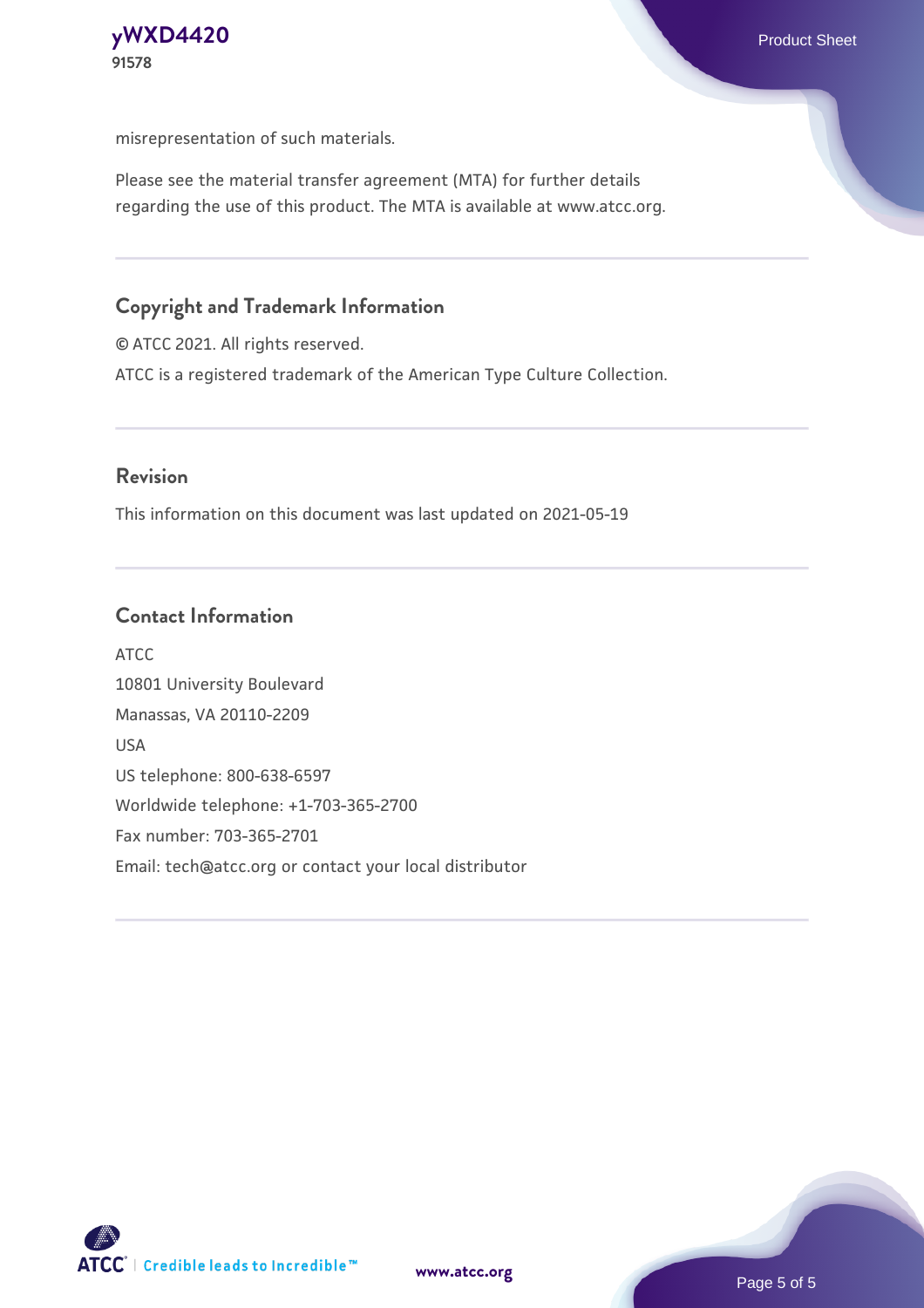misrepresentation of such materials.

Please see the material transfer agreement (MTA) for further details regarding the use of this product. The MTA is available at www.atcc.org.

## Copyright and Trademark Information

© ATCC 2021. All rights reserved.

ATCC is a registered trademark of the American Type Culture Collection.

## Revision

This information on this document was last updated on 2021-05-19

## Contact Information

ATCC

10801 University Boulevard

Manassas, VA 20110-2209

USA

US telephone: 800-638-6597

Worldwide telephone: +1-703-365-2700

Fax number: 703-365-2701

Email: tech@atcc.org or contact your local distributor